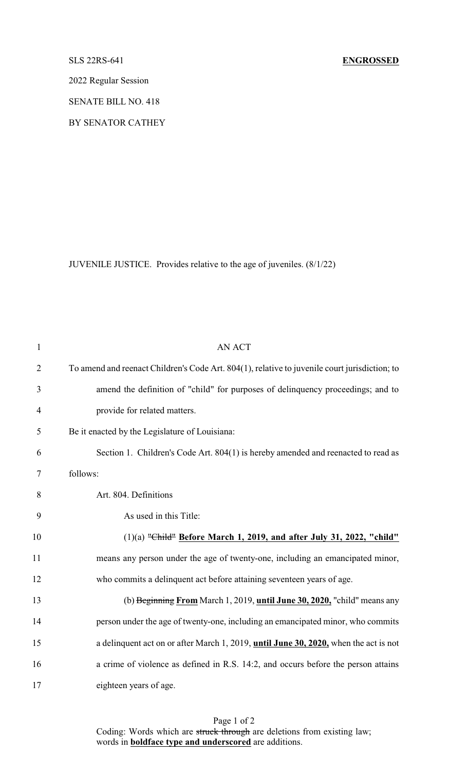SLS 22RS-641 **ENGROSSED**

2022 Regular Session

SENATE BILL NO. 418

BY SENATOR CATHEY

JUVENILE JUSTICE. Provides relative to the age of juveniles. (8/1/22)

AN ACT

To amend and reenact Children's Code Art. 804(1), relative to juvenile court jurisdiction; to amend the definition of "child" for purposes of delinquency proceedings; and to provide for related matters.

Be it enacted by the Legislature of Louisiana:

Section 1. Children's Code Art. 804(1) is hereby amended and reenacted to read as follows:

Art. 804. Definitions

As used in this Title:

(1)(a) ~~"Child"~~ **Before March 1, 2019, and after July 31, 2022, "child"** means any person under the age of twenty-one, including an emancipated minor, who commits a delinquent act before attaining seventeen years of age.

(b) ~~Beginning~~ **From** March 1, 2019, **until June 30, 2020,** "child" means any person under the age of twenty-one, including an emancipated minor, who commits a delinquent act on or after March 1, 2019, **until June 30, 2020,** when the act is not a crime of violence as defined in R.S. 14:2, and occurs before the person attains eighteen years of age.

Coding: Words which are ~~struck through~~ are deletions from existing law; words in **boldface type and underscored** are additions.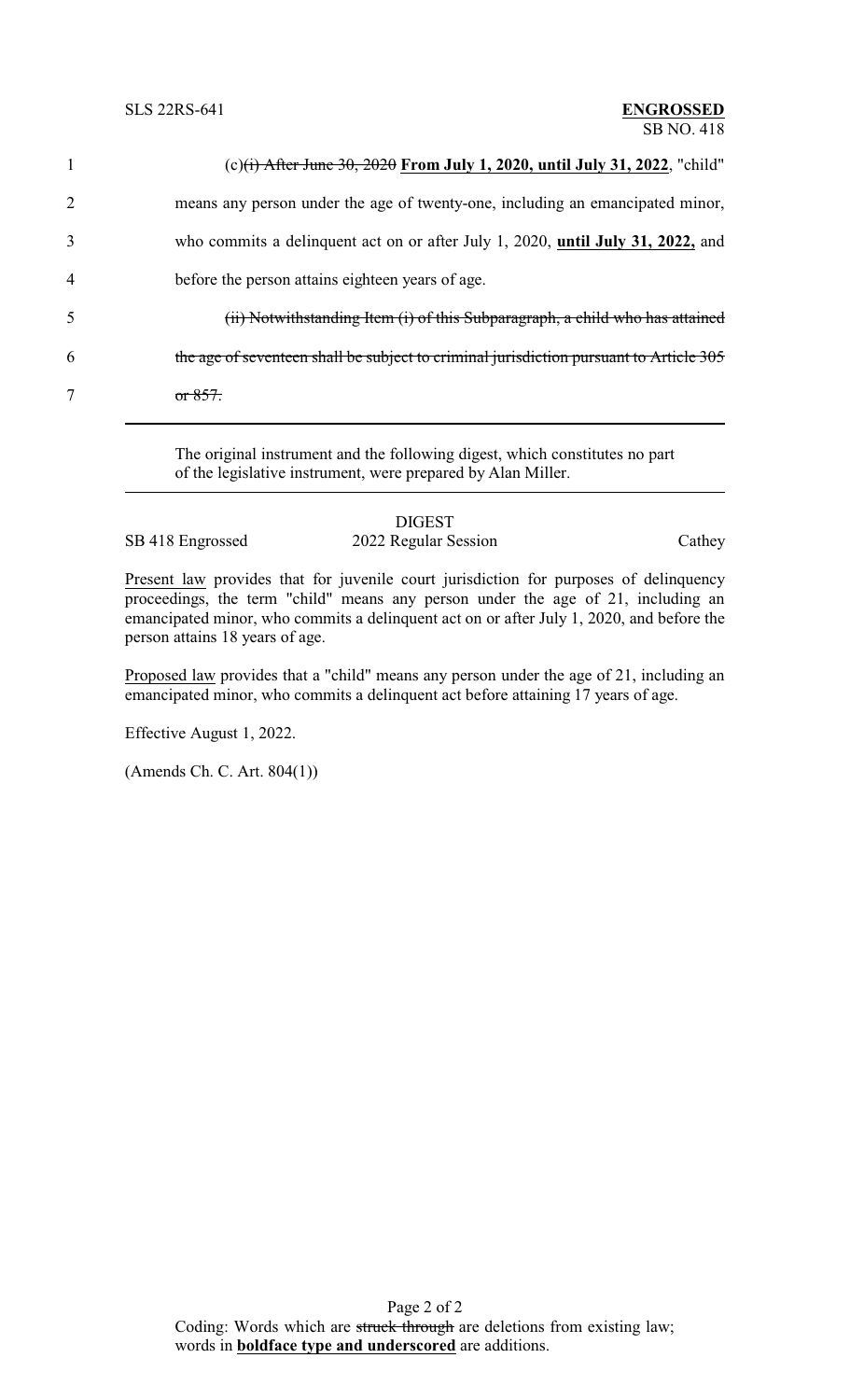(c)~~(i) After June 30, 2020~~ **<u>From July 1, 2020, until July 31, 2022</u>**, "child" means any person under the age of twenty-one, including an emancipated minor, who commits a delinquent act on or after July 1, 2020, **<u>until July 31, 2022,</u>** and before the person attains eighteen years of age.

~~(ii) Notwithstanding Item (i) of this Subparagraph, a child who has attained the age of seventeen shall be subject to criminal jurisdiction pursuant to Article 305 or 857.~~

---

The original instrument and the following digest, which constitutes no part of the legislative instrument, were prepared by Alan Miller.

---

DIGEST

SB 418 Engrossed — 2022 Regular Session — Cathey

<u>Present law</u> provides that for juvenile court jurisdiction for purposes of delinquency proceedings, the term "child" means any person under the age of 21, including an emancipated minor, who commits a delinquent act on or after July 1, 2020, and before the person attains 18 years of age.

<u>Proposed law</u> provides that a "child" means any person under the age of 21, including an emancipated minor, who commits a delinquent act before attaining 17 years of age.

Effective August 1, 2022.

(Amends Ch. C. Art. 804(1))

Coding: Words which are ~~struck through~~ are deletions from existing law; words in **<u>boldface type and underscored</u>** are additions.